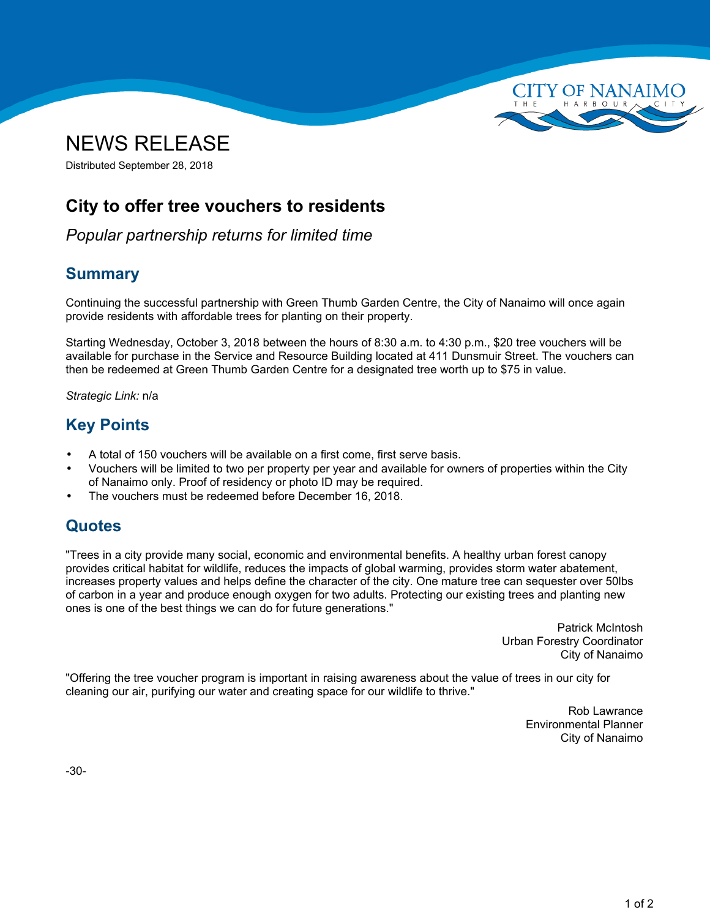# NEWS RELEASE

Distributed September 28, 2018

## City to offer tree vouchers to residents

*Popular partnership returns for limited time*

### Summary

Continuing the successful partnership with Green Thumb Garden Centre, the City of Nanaimo will once again provide residents with affordable trees for planting on their property.

Starting Wednesday, October 3, 2018 between the hours of 8:30 a.m. to 4:30 p.m., $20 tree vouchers will be available for purchase in the Service and Resource Building located at 411 Dunsmuir Street. The vouchers can then be redeemed at Green Thumb Garden Centre for a designated tree worth up to $75 in value.

*Strategic Link:* n/a

### Key Points

- A total of 150 vouchers will be available on a first come, first serve basis.
- Vouchers will be limited to two per property per year and available for owners of properties within the City of Nanaimo only. Proof of residency or photo ID may be required.
- The vouchers must be redeemed before December 16, 2018.

### Quotes

"Trees in a city provide many social, economic and environmental benefits. A healthy urban forest canopy provides critical habitat for wildlife, reduces the impacts of global warming, provides storm water abatement, increases property values and helps define the character of the city. One mature tree can sequester over 50lbs of carbon in a year and produce enough oxygen for two adults. Protecting our existing trees and planting new ones is one of the best things we can do for future generations."

Patrick McIntosh
Urban Forestry Coordinator
City of Nanaimo

"Offering the tree voucher program is important in raising awareness about the value of trees in our city for cleaning our air, purifying our water and creating space for our wildlife to thrive."

Rob Lawrance
Environmental Planner
City of Nanaimo

-30-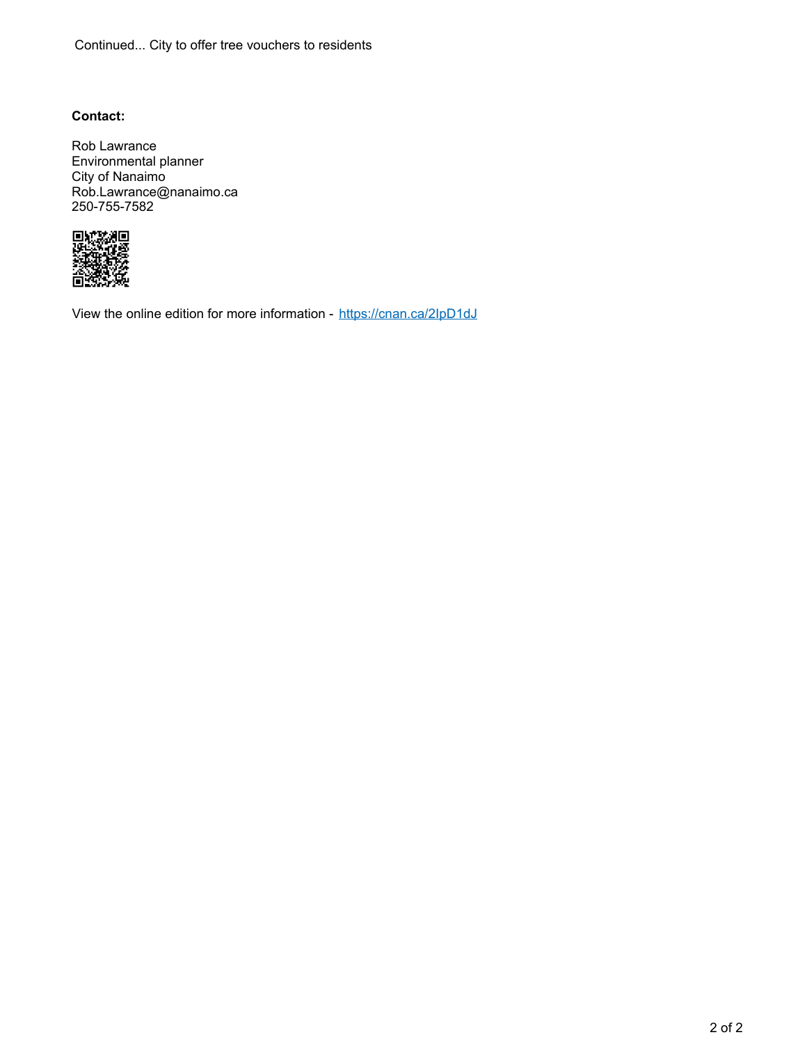Continued... City to offer tree vouchers to residents

**Contact:**

Rob Lawrance
Environmental planner
City of Nanaimo
Rob.Lawrance@nanaimo.ca
250-755-7582

View the online edition for more information - [https://cnan.ca/2IpD1dJ](https://cnan.ca/2IpD1dJ)